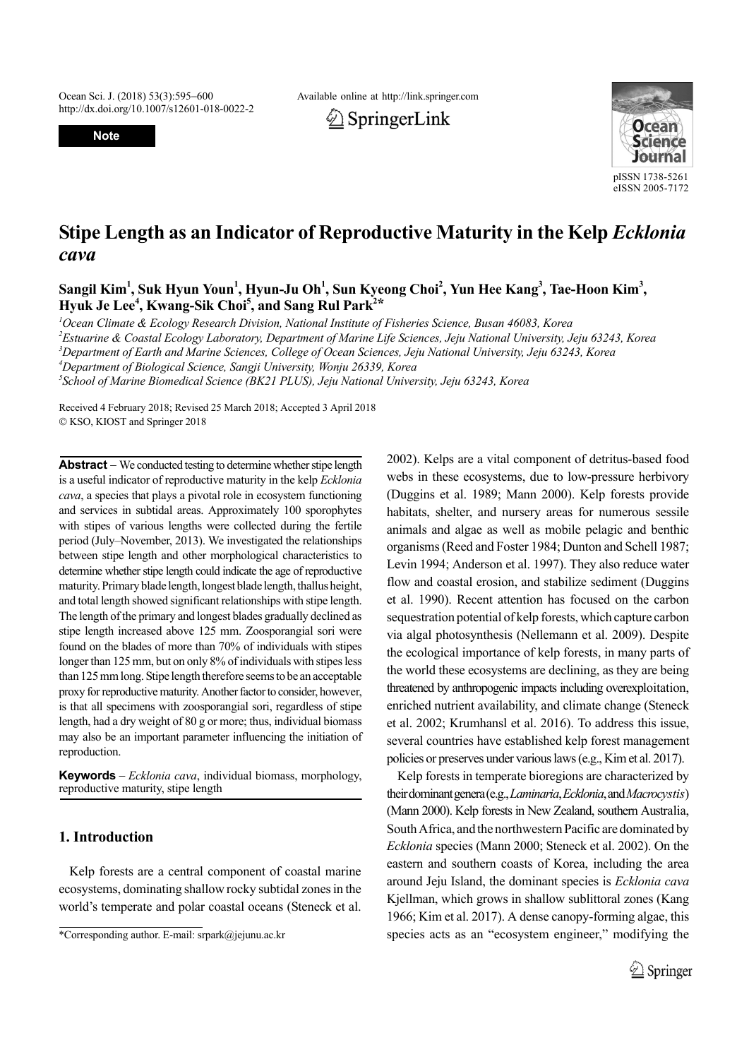Note

# Stipe Length as an Indicator of Reproductive Maturity in the Kelp *Ecklonia cava*

**Sangil Kim[1], Suk Hyun Youn[1], Hyun-Ju Oh[1], Sun Kyeong Choi[2], Yun Hee Kang[3], Tae-Hoon Kim[3], Hyuk Je Lee[4], Kwang-Sik Choi[5], and Sang Rul Park[2]***

[1]*Ocean Climate & Ecology Research Division, National Institute of Fisheries Science, Busan 46083, Korea*
[2]*Estuarine & Coastal Ecology Laboratory, Department of Marine Life Sciences, Jeju National University, Jeju 63243, Korea*
[3]*Department of Earth and Marine Sciences, College of Ocean Sciences, Jeju National University, Jeju 63243, Korea*
[4]*Department of Biological Science, Sangji University, Wonju 26339, Korea*
[5]*School of Marine Biomedical Science (BK21 PLUS), Jeju National University, Jeju 63243, Korea*

Received 4 February 2018; Revised 25 March 2018; Accepted 3 April 2018
© KSO, KIOST and Springer 2018

**Abstract** – We conducted testing to determine whether stipe length is a useful indicator of reproductive maturity in the kelp *Ecklonia cava*, a species that plays a pivotal role in ecosystem functioning and services in subtidal areas. Approximately 100 sporophytes with stipes of various lengths were collected during the fertile period (July–November, 2013). We investigated the relationships between stipe length and other morphological characteristics to determine whether stipe length could indicate the age of reproductive maturity. Primary blade length, longest blade length, thallus height, and total length showed significant relationships with stipe length. The length of the primary and longest blades gradually declined as stipe length increased above 125 mm. Zoosporangial sori were found on the blades of more than 70% of individuals with stipes longer than 125 mm, but on only 8% of individuals with stipes less than 125 mm long. Stipe length therefore seems to be an acceptable proxy for reproductive maturity. Another factor to consider, however, is that all specimens with zoosporangial sori, regardless of stipe length, had a dry weight of 80 g or more; thus, individual biomass may also be an important parameter influencing the initiation of reproduction.

**Keywords** – *Ecklonia cava*, individual biomass, morphology, reproductive maturity, stipe length

## 1. Introduction

Kelp forests are a central component of coastal marine ecosystems, dominating shallow rocky subtidal zones in the world's temperate and polar coastal oceans (Steneck et al. 2002). Kelps are a vital component of detritus-based food webs in these ecosystems, due to low-pressure herbivory (Duggins et al. 1989; Mann 2000). Kelp forests provide habitats, shelter, and nursery areas for numerous sessile animals and algae as well as mobile pelagic and benthic organisms (Reed and Foster 1984; Dunton and Schell 1987; Levin 1994; Anderson et al. 1997). They also reduce water flow and coastal erosion, and stabilize sediment (Duggins et al. 1990). Recent attention has focused on the carbon sequestration potential of kelp forests, which capture carbon via algal photosynthesis (Nellemann et al. 2009). Despite the ecological importance of kelp forests, in many parts of the world these ecosystems are declining, as they are being threatened by anthropogenic impacts including overexploitation, enriched nutrient availability, and climate change (Steneck et al. 2002; Krumhansl et al. 2016). To address this issue, several countries have established kelp forest management policies or preserves under various laws (e.g., Kim et al. 2017).

Kelp forests in temperate bioregions are characterized by their dominant genera (e.g., *Laminaria*, *Ecklonia*, and *Macrocystis*) (Mann 2000). Kelp forests in New Zealand, southern Australia, South Africa, and the northwestern Pacific are dominated by *Ecklonia* species (Mann 2000; Steneck et al. 2002). On the eastern and southern coasts of Korea, including the area around Jeju Island, the dominant species is *Ecklonia cava* Kjellman, which grows in shallow sublittoral zones (Kang 1966; Kim et al. 2017). A dense canopy-forming algae, this species acts as an "ecosystem engineer," modifying the

*Corresponding author. E-mail: srpark@jejunu.ac.kr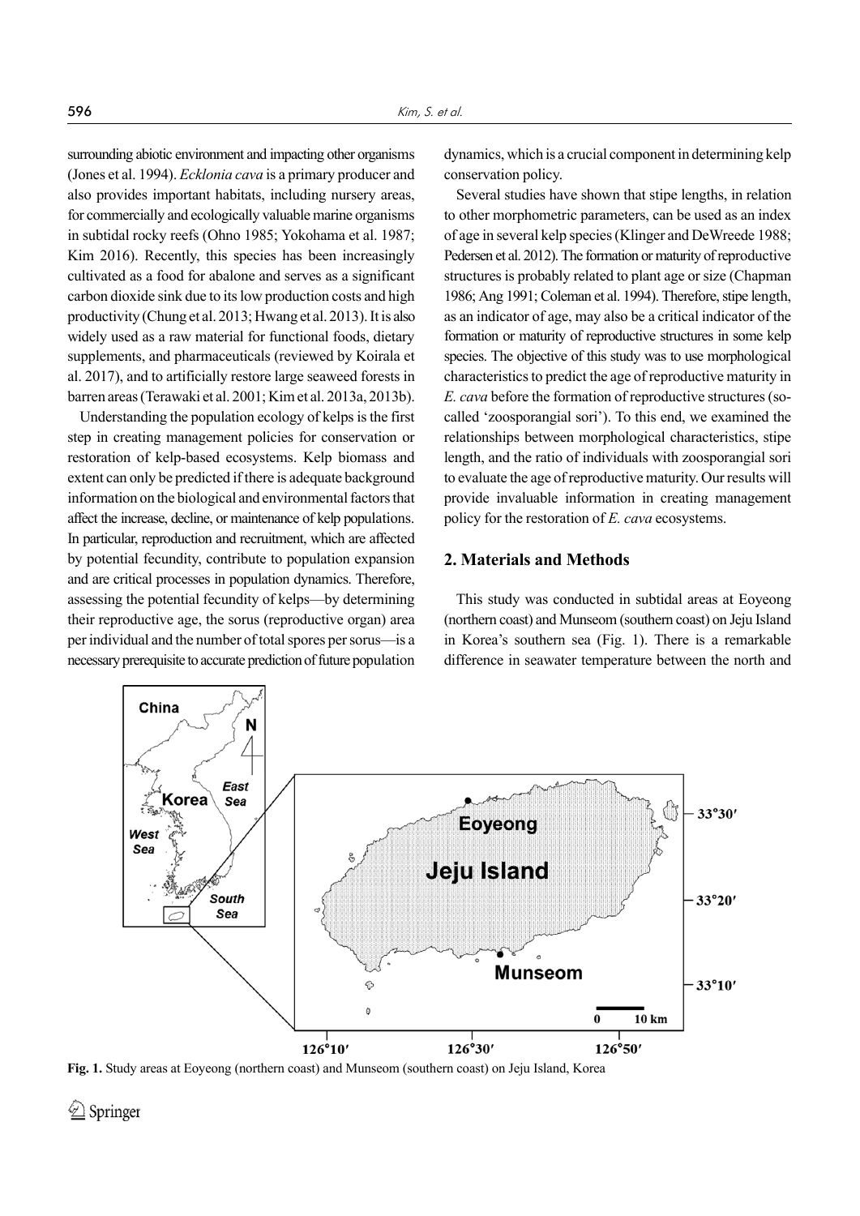surrounding abiotic environment and impacting other organisms (Jones et al. 1994). *Ecklonia cava* is a primary producer and also provides important habitats, including nursery areas, for commercially and ecologically valuable marine organisms in subtidal rocky reefs (Ohno 1985; Yokohama et al. 1987; Kim 2016). Recently, this species has been increasingly cultivated as a food for abalone and serves as a significant carbon dioxide sink due to its low production costs and high productivity (Chung et al. 2013; Hwang et al. 2013). It is also widely used as a raw material for functional foods, dietary supplements, and pharmaceuticals (reviewed by Koirala et al. 2017), and to artificially restore large seaweed forests in barren areas (Terawaki et al. 2001; Kim et al. 2013a, 2013b).

Understanding the population ecology of kelps is the first step in creating management policies for conservation or restoration of kelp-based ecosystems. Kelp biomass and extent can only be predicted if there is adequate background information on the biological and environmental factors that affect the increase, decline, or maintenance of kelp populations. In particular, reproduction and recruitment, which are affected by potential fecundity, contribute to population expansion and are critical processes in population dynamics. Therefore, assessing the potential fecundity of kelps—by determining their reproductive age, the sorus (reproductive organ) area per individual and the number of total spores per sorus—is a necessary prerequisite to accurate prediction of future population dynamics, which is a crucial component in determining kelp conservation policy.

Several studies have shown that stipe lengths, in relation to other morphometric parameters, can be used as an index of age in several kelp species (Klinger and DeWreede 1988; Pedersen et al. 2012). The formation or maturity of reproductive structures is probably related to plant age or size (Chapman 1986; Ang 1991; Coleman et al. 1994). Therefore, stipe length, as an indicator of age, may also be a critical indicator of the formation or maturity of reproductive structures in some kelp species. The objective of this study was to use morphological characteristics to predict the age of reproductive maturity in *E. cava* before the formation of reproductive structures (so-called 'zoosporangial sori'). To this end, we examined the relationships between morphological characteristics, stipe length, and the ratio of individuals with zoosporangial sori to evaluate the age of reproductive maturity. Our results will provide invaluable information in creating management policy for the restoration of *E. cava* ecosystems.

## 2. Materials and Methods

This study was conducted in subtidal areas at Eoyeong (northern coast) and Munseom (southern coast) on Jeju Island in Korea's southern sea (Fig. 1). There is a remarkable difference in seawater temperature between the north and

**Fig. 1.** Study areas at Eoyeong (northern coast) and Munseom (southern coast) on Jeju Island, Korea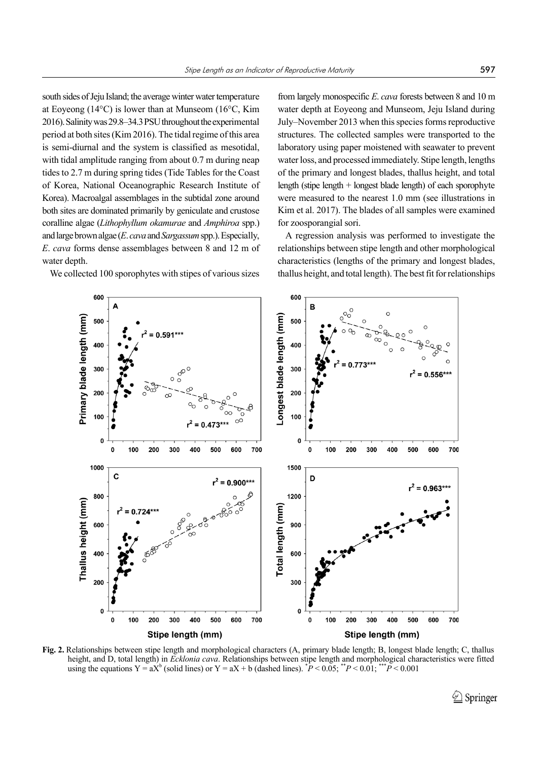south sides of Jeju Island; the average winter water temperature at Eoyeong (14°C) is lower than at Munseom (16°C, Kim 2016). Salinity was 29.8–34.3 PSU throughout the experimental period at both sites (Kim 2016). The tidal regime of this area is semi-diurnal and the system is classified as mesotidal, with tidal amplitude ranging from about 0.7 m during neap tides to 2.7 m during spring tides (Tide Tables for the Coast of Korea, National Oceanographic Research Institute of Korea). Macroalgal assemblages in the subtidal zone around both sites are dominated primarily by geniculate and crustose coralline algae (*Lithophyllum okamurae* and *Amphiroa* spp.) and large brown algae (*E. cava* and *Sargassum* spp.). Especially, *E. cava* forms dense assemblages between 8 and 12 m of water depth.

We collected 100 sporophytes with stipes of various sizes from largely monospecific *E. cava* forests between 8 and 10 m water depth at Eoyeong and Munseom, Jeju Island during July–November 2013 when this species forms reproductive structures. The collected samples were transported to the laboratory using paper moistened with seawater to prevent water loss, and processed immediately. Stipe length, lengths of the primary and longest blades, thallus height, and total length (stipe length + longest blade length) of each sporophyte were measured to the nearest 1.0 mm (see illustrations in Kim et al. 2017). The blades of all samples were examined for zoosporangial sori.

A regression analysis was performed to investigate the relationships between stipe length and other morphological characteristics (lengths of the primary and longest blades, thallus height, and total length). The best fit for relationships

**Fig. 2.** Relationships between stipe length and morphological characters (A, primary blade length; B, longest blade length; C, thallus height, and D, total length) in *Ecklonia cava*. Relationships between stipe length and morphological characteristics were fitted using the equations $Y = aX^b$ (solid lines) or $Y = aX + b$ (dashed lines). $^{*}P < 0.05$; $^{**}P < 0.01$; $^{***}P < 0.001$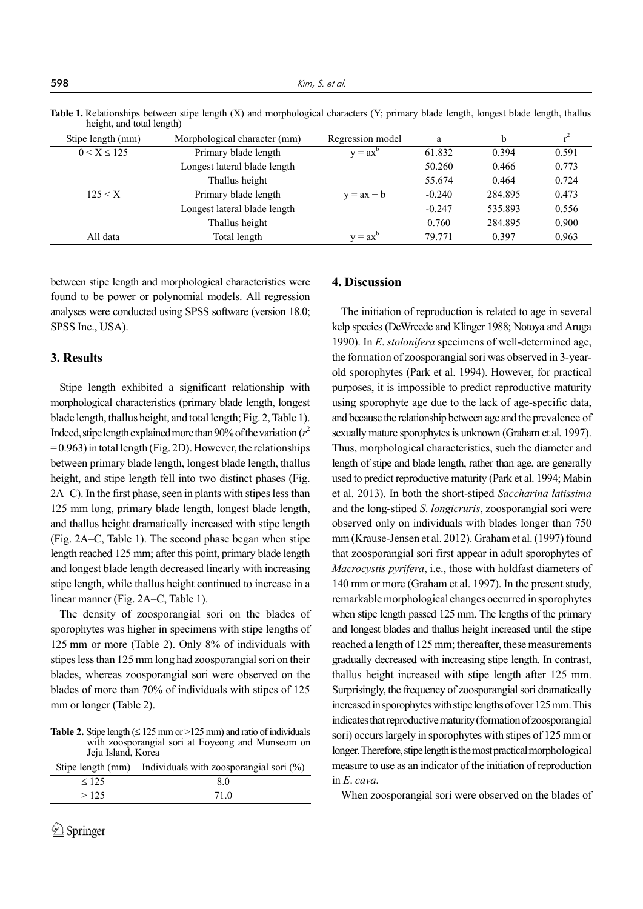**Table 1.** Relationships between stipe length (X) and morphological characters (Y; primary blade length, longest blade length, thallus height, and total length)

| Stipe length (mm) | Morphological character (mm) | Regression model | a | b | $r^2$ |
|---|---|---|---|---|---|
| $0 < X \leq 125$ | Primary blade length | $y = ax^b$ | 61.832 | 0.394 | 0.591 |
| | Longest lateral blade length | | 50.260 | 0.466 | 0.773 |
| | Thallus height | | 55.674 | 0.464 | 0.724 |
| $125 < X$ | Primary blade length | $y = ax + b$ | -0.240 | 284.895 | 0.473 |
| | Longest lateral blade length | | -0.247 | 535.893 | 0.556 |
| | Thallus height | | 0.760 | 284.895 | 0.900 |
| All data | Total length | $y = ax^b$ | 79.771 | 0.397 | 0.963 |

between stipe length and morphological characteristics were found to be power or polynomial models. All regression analyses were conducted using SPSS software (version 18.0; SPSS Inc., USA).

## 3. Results

Stipe length exhibited a significant relationship with morphological characteristics (primary blade length, longest blade length, thallus height, and total length; Fig. 2, Table 1). Indeed, stipe length explained more than 90% of the variation ($r^2 = 0.963$) in total length (Fig. 2D). However, the relationships between primary blade length, longest blade length, thallus height, and stipe length fell into two distinct phases (Fig. 2A–C). In the first phase, seen in plants with stipes less than 125 mm long, primary blade length, longest blade length, and thallus height dramatically increased with stipe length (Fig. 2A–C, Table 1). The second phase began when stipe length reached 125 mm; after this point, primary blade length and longest blade length decreased linearly with increasing stipe length, while thallus height continued to increase in a linear manner (Fig. 2A–C, Table 1).

The density of zoosporangial sori on the blades of sporophytes was higher in specimens with stipe lengths of 125 mm or more (Table 2). Only 8% of individuals with stipes less than 125 mm long had zoosporangial sori on their blades, whereas zoosporangial sori were observed on the blades of more than 70% of individuals with stipes of 125 mm or longer (Table 2).

**Table 2.** Stipe length (≤ 125 mm or >125 mm) and ratio of individuals with zoosporangial sori at Eoyeong and Munseom on Jeju Island, Korea

| Stipe length (mm) | Individuals with zoosporangial sori (%) |
|---|---|
| ≤ 125 | 8.0 |
| > 125 | 71.0 |

## 4. Discussion

The initiation of reproduction is related to age in several kelp species (DeWreede and Klinger 1988; Notoya and Aruga 1990). In *E. stolonifera* specimens of well-determined age, the formation of zoosporangial sori was observed in 3-year-old sporophytes (Park et al. 1994). However, for practical purposes, it is impossible to predict reproductive maturity using sporophyte age due to the lack of age-specific data, and because the relationship between age and the prevalence of sexually mature sporophytes is unknown (Graham et al. 1997). Thus, morphological characteristics, such the diameter and length of stipe and blade length, rather than age, are generally used to predict reproductive maturity (Park et al. 1994; Mabin et al. 2013). In both the short-stiped *Saccharina latissima* and the long-stiped *S. longicruris*, zoosporangial sori were observed only on individuals with blades longer than 750 mm (Krause-Jensen et al. 2012). Graham et al. (1997) found that zoosporangial sori first appear in adult sporophytes of *Macrocystis pyrifera*, i.e., those with holdfast diameters of 140 mm or more (Graham et al. 1997). In the present study, remarkable morphological changes occurred in sporophytes when stipe length passed 125 mm. The lengths of the primary and longest blades and thallus height increased until the stipe reached a length of 125 mm; thereafter, these measurements gradually decreased with increasing stipe length. In contrast, thallus height increased with stipe length after 125 mm. Surprisingly, the frequency of zoosporangial sori dramatically increased in sporophytes with stipe lengths of over 125 mm. This indicates that reproductive maturity (formation of zoosporangial sori) occurs largely in sporophytes with stipes of 125 mm or longer. Therefore, stipe length is the most practical morphological measure to use as an indicator of the initiation of reproduction in *E. cava*.

When zoosporangial sori were observed on the blades of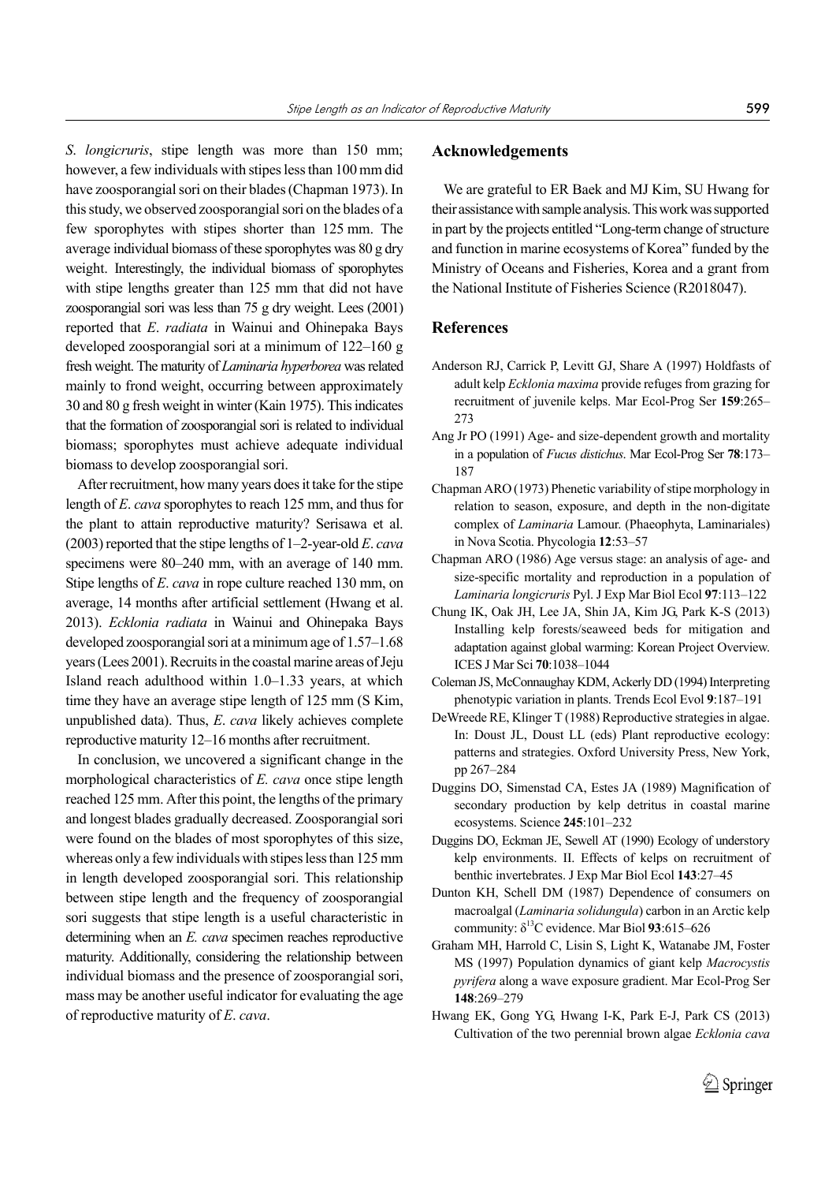*S. longicruris*, stipe length was more than 150 mm; however, a few individuals with stipes less than 100 mm did have zoosporangial sori on their blades (Chapman 1973). In this study, we observed zoosporangial sori on the blades of a few sporophytes with stipes shorter than 125 mm. The average individual biomass of these sporophytes was 80 g dry weight. Interestingly, the individual biomass of sporophytes with stipe lengths greater than 125 mm that did not have zoosporangial sori was less than 75 g dry weight. Lees (2001) reported that *E. radiata* in Wainui and Ohinepaka Bays developed zoosporangial sori at a minimum of 122–160 g fresh weight. The maturity of *Laminaria hyperborea* was related mainly to frond weight, occurring between approximately 30 and 80 g fresh weight in winter (Kain 1975). This indicates that the formation of zoosporangial sori is related to individual biomass; sporophytes must achieve adequate individual biomass to develop zoosporangial sori.

After recruitment, how many years does it take for the stipe length of *E. cava* sporophytes to reach 125 mm, and thus for the plant to attain reproductive maturity? Serisawa et al. (2003) reported that the stipe lengths of 1–2-year-old *E. cava* specimens were 80–240 mm, with an average of 140 mm. Stipe lengths of *E. cava* in rope culture reached 130 mm, on average, 14 months after artificial settlement (Hwang et al. 2013). *Ecklonia radiata* in Wainui and Ohinepaka Bays developed zoosporangial sori at a minimum age of 1.57–1.68 years (Lees 2001). Recruits in the coastal marine areas of Jeju Island reach adulthood within 1.0–1.33 years, at which time they have an average stipe length of 125 mm (S Kim, unpublished data). Thus, *E. cava* likely achieves complete reproductive maturity 12–16 months after recruitment.

In conclusion, we uncovered a significant change in the morphological characteristics of *E. cava* once stipe length reached 125 mm. After this point, the lengths of the primary and longest blades gradually decreased. Zoosporangial sori were found on the blades of most sporophytes of this size, whereas only a few individuals with stipes less than 125 mm in length developed zoosporangial sori. This relationship between stipe length and the frequency of zoosporangial sori suggests that stipe length is a useful characteristic in determining when an *E. cava* specimen reaches reproductive maturity. Additionally, considering the relationship between individual biomass and the presence of zoosporangial sori, mass may be another useful indicator for evaluating the age of reproductive maturity of *E. cava*.

## Acknowledgements

We are grateful to ER Baek and MJ Kim, SU Hwang for their assistance with sample analysis. This work was supported in part by the projects entitled "Long-term change of structure and function in marine ecosystems of Korea" funded by the Ministry of Oceans and Fisheries, Korea and a grant from the National Institute of Fisheries Science (R2018047).

## References

Anderson RJ, Carrick P, Levitt GJ, Share A (1997) Holdfasts of adult kelp *Ecklonia maxima* provide refuges from grazing for recruitment of juvenile kelps. Mar Ecol-Prog Ser **159**:265–273

Ang Jr PO (1991) Age- and size-dependent growth and mortality in a population of *Fucus distichus*. Mar Ecol-Prog Ser **78**:173–187

Chapman ARO (1973) Phenetic variability of stipe morphology in relation to season, exposure, and depth in the non-digitate complex of *Laminaria* Lamour. (Phaeophyta, Laminariales) in Nova Scotia. Phycologia **12**:53–57

Chapman ARO (1986) Age versus stage: an analysis of age- and size-specific mortality and reproduction in a population of *Laminaria longicruris* Pyl. J Exp Mar Biol Ecol **97**:113–122

Chung IK, Oak JH, Lee JA, Shin JA, Kim JG, Park K-S (2013) Installing kelp forests/seaweed beds for mitigation and adaptation against global warming: Korean Project Overview. ICES J Mar Sci **70**:1038–1044

Coleman JS, McConnaughay KDM, Ackerly DD (1994) Interpreting phenotypic variation in plants. Trends Ecol Evol **9**:187–191

DeWreede RE, Klinger T (1988) Reproductive strategies in algae. In: Doust JL, Doust LL (eds) Plant reproductive ecology: patterns and strategies. Oxford University Press, New York, pp 267–284

Duggins DO, Simenstad CA, Estes JA (1989) Magnification of secondary production by kelp detritus in coastal marine ecosystems. Science **245**:101–232

Duggins DO, Eckman JE, Sewell AT (1990) Ecology of understory kelp environments. II. Effects of kelps on recruitment of benthic invertebrates. J Exp Mar Biol Ecol **143**:27–45

Dunton KH, Schell DM (1987) Dependence of consumers on macroalgal (*Laminaria solidungula*) carbon in an Arctic kelp community: $\delta^{13}C$ evidence. Mar Biol **93**:615–626

Graham MH, Harrold C, Lisin S, Light K, Watanabe JM, Foster MS (1997) Population dynamics of giant kelp *Macrocystis pyrifera* along a wave exposure gradient. Mar Ecol-Prog Ser **148**:269–279

Hwang EK, Gong YG, Hwang I-K, Park E-J, Park CS (2013) Cultivation of the two perennial brown algae *Ecklonia cava*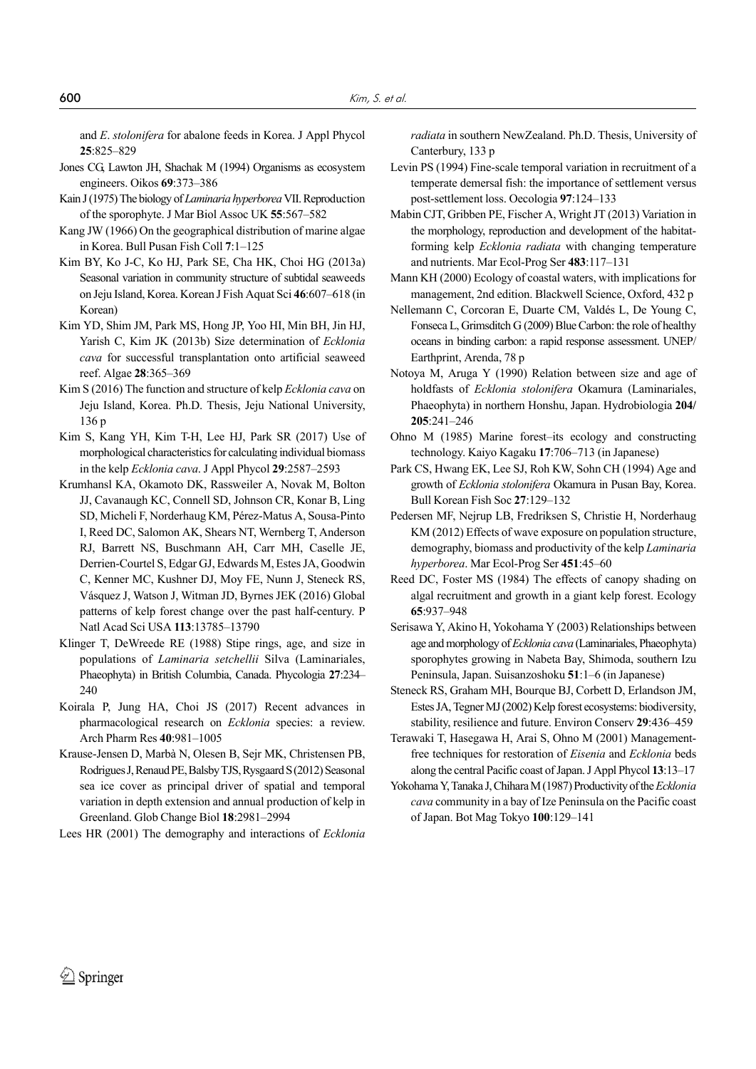and *E*. *stolonifera* for abalone feeds in Korea. J Appl Phycol **25**:825–829

Jones CG, Lawton JH, Shachak M (1994) Organisms as ecosystem engineers. Oikos **69**:373–386

Kain J (1975) The biology of *Laminaria hyperborea* VII. Reproduction of the sporophyte. J Mar Biol Assoc UK **55**:567–582

Kang JW (1966) On the geographical distribution of marine algae in Korea. Bull Pusan Fish Coll **7**:1–125

Kim BY, Ko J-C, Ko HJ, Park SE, Cha HK, Choi HG (2013a) Seasonal variation in community structure of subtidal seaweeds on Jeju Island, Korea. Korean J Fish Aquat Sci **46**:607–618 (in Korean)

Kim YD, Shim JM, Park MS, Hong JP, Yoo HI, Min BH, Jin HJ, Yarish C, Kim JK (2013b) Size determination of *Ecklonia cava* for successful transplantation onto artificial seaweed reef. Algae **28**:365–369

Kim S (2016) The function and structure of kelp *Ecklonia cava* on Jeju Island, Korea. Ph.D. Thesis, Jeju National University, 136 p

Kim S, Kang YH, Kim T-H, Lee HJ, Park SR (2017) Use of morphological characteristics for calculating individual biomass in the kelp *Ecklonia cava*. J Appl Phycol **29**:2587–2593

Krumhansl KA, Okamoto DK, Rassweiler A, Novak M, Bolton JJ, Cavanaugh KC, Connell SD, Johnson CR, Konar B, Ling SD, Micheli F, Norderhaug KM, Pérez-Matus A, Sousa-Pinto I, Reed DC, Salomon AK, Shears NT, Wernberg T, Anderson RJ, Barrett NS, Buschmann AH, Carr MH, Caselle JE, Derrien-Courtel S, Edgar GJ, Edwards M, Estes JA, Goodwin C, Kenner MC, Kushner DJ, Moy FE, Nunn J, Steneck RS, Vásquez J, Watson J, Witman JD, Byrnes JEK (2016) Global patterns of kelp forest change over the past half-century. P Natl Acad Sci USA **113**:13785–13790

Klinger T, DeWreede RE (1988) Stipe rings, age, and size in populations of *Laminaria setchellii* Silva (Laminariales, Phaeophyta) in British Columbia, Canada. Phycologia **27**:234–240

Koirala P, Jung HA, Choi JS (2017) Recent advances in pharmacological research on *Ecklonia* species: a review. Arch Pharm Res **40**:981–1005

Krause-Jensen D, Marbà N, Olesen B, Sejr MK, Christensen PB, Rodrigues J, Renaud PE, Balsby TJS, Rysgaard S (2012) Seasonal sea ice cover as principal driver of spatial and temporal variation in depth extension and annual production of kelp in Greenland. Glob Change Biol **18**:2981–2994

Lees HR (2001) The demography and interactions of *Ecklonia radiata* in southern NewZealand. Ph.D. Thesis, University of Canterbury, 133 p

Levin PS (1994) Fine-scale temporal variation in recruitment of a temperate demersal fish: the importance of settlement versus post-settlement loss. Oecologia **97**:124–133

Mabin CJT, Gribben PE, Fischer A, Wright JT (2013) Variation in the morphology, reproduction and development of the habitat-forming kelp *Ecklonia radiata* with changing temperature and nutrients. Mar Ecol-Prog Ser **483**:117–131

Mann KH (2000) Ecology of coastal waters, with implications for management, 2nd edition. Blackwell Science, Oxford, 432 p

Nellemann C, Corcoran E, Duarte CM, Valdés L, De Young C, Fonseca L, Grimsditch G (2009) Blue Carbon: the role of healthy oceans in binding carbon: a rapid response assessment. UNEP/Earthprint, Arenda, 78 p

Notoya M, Aruga Y (1990) Relation between size and age of holdfasts of *Ecklonia stolonifera* Okamura (Laminariales, Phaeophyta) in northern Honshu, Japan. Hydrobiologia **204/205**:241–246

Ohno M (1985) Marine forest–its ecology and constructing technology. Kaiyo Kagaku **17**:706–713 (in Japanese)

Park CS, Hwang EK, Lee SJ, Roh KW, Sohn CH (1994) Age and growth of *Ecklonia stolonifera* Okamura in Pusan Bay, Korea. Bull Korean Fish Soc **27**:129–132

Pedersen MF, Nejrup LB, Fredriksen S, Christie H, Norderhaug KM (2012) Effects of wave exposure on population structure, demography, biomass and productivity of the kelp *Laminaria hyperborea*. Mar Ecol-Prog Ser **451**:45–60

Reed DC, Foster MS (1984) The effects of canopy shading on algal recruitment and growth in a giant kelp forest. Ecology **65**:937–948

Serisawa Y, Akino H, Yokohama Y (2003) Relationships between age and morphology of *Ecklonia cava* (Laminariales, Phaeophyta) sporophytes growing in Nabeta Bay, Shimoda, southern Izu Peninsula, Japan. Suisanzoshoku **51**:1–6 (in Japanese)

Steneck RS, Graham MH, Bourque BJ, Corbett D, Erlandson JM, Estes JA, Tegner MJ (2002) Kelp forest ecosystems: biodiversity, stability, resilience and future. Environ Conserv **29**:436–459

Terawaki T, Hasegawa H, Arai S, Ohno M (2001) Management-free techniques for restoration of *Eisenia* and *Ecklonia* beds along the central Pacific coast of Japan. J Appl Phycol **13**:13–17

Yokohama Y, Tanaka J, Chihara M (1987) Productivity of the *Ecklonia cava* community in a bay of Ize Peninsula on the Pacific coast of Japan. Bot Mag Tokyo **100**:129–141